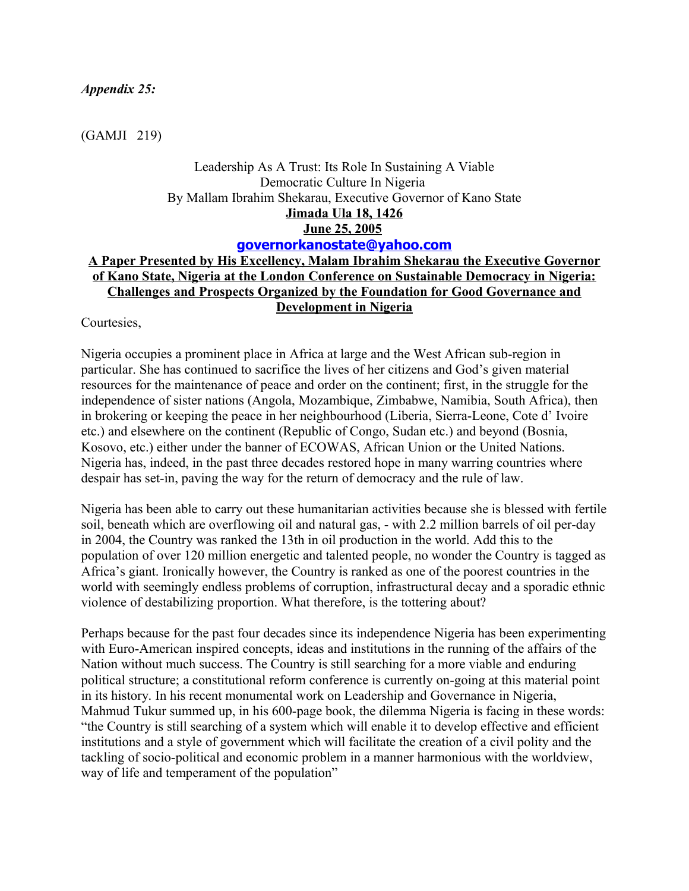*Appendix 25:*

(GAMJI 219)

Leadership As A Trust: Its Role In Sustaining A Viable Democratic Culture In Nigeria
By Mallam Ibrahim Shekarau, Executive Governor of Kano State

**Jimada Ula 18, 1426**

**June 25, 2005**

**governorkanostate@yahoo.com**

**A Paper Presented by His Excellency, Malam Ibrahim Shekarau the Executive Governor of Kano State, Nigeria at the London Conference on Sustainable Democracy in Nigeria: Challenges and Prospects Organized by the Foundation for Good Governance and Development in Nigeria**

Courtesies,

Nigeria occupies a prominent place in Africa at large and the West African sub-region in particular. She has continued to sacrifice the lives of her citizens and God's given material resources for the maintenance of peace and order on the continent; first, in the struggle for the independence of sister nations (Angola, Mozambique, Zimbabwe, Namibia, South Africa), then in brokering or keeping the peace in her neighbourhood (Liberia, Sierra-Leone, Cote d' Ivoire etc.) and elsewhere on the continent (Republic of Congo, Sudan etc.) and beyond (Bosnia, Kosovo, etc.) either under the banner of ECOWAS, African Union or the United Nations. Nigeria has, indeed, in the past three decades restored hope in many warring countries where despair has set-in, paving the way for the return of democracy and the rule of law.

Nigeria has been able to carry out these humanitarian activities because she is blessed with fertile soil, beneath which are overflowing oil and natural gas, - with 2.2 million barrels of oil per-day in 2004, the Country was ranked the 13th in oil production in the world. Add this to the population of over 120 million energetic and talented people, no wonder the Country is tagged as Africa's giant. Ironically however, the Country is ranked as one of the poorest countries in the world with seemingly endless problems of corruption, infrastructural decay and a sporadic ethnic violence of destabilizing proportion. What therefore, is the tottering about?

Perhaps because for the past four decades since its independence Nigeria has been experimenting with Euro-American inspired concepts, ideas and institutions in the running of the affairs of the Nation without much success. The Country is still searching for a more viable and enduring political structure; a constitutional reform conference is currently on-going at this material point in its history. In his recent monumental work on Leadership and Governance in Nigeria, Mahmud Tukur summed up, in his 600-page book, the dilemma Nigeria is facing in these words: "the Country is still searching of a system which will enable it to develop effective and efficient institutions and a style of government which will facilitate the creation of a civil polity and the tackling of socio-political and economic problem in a manner harmonious with the worldview, way of life and temperament of the population"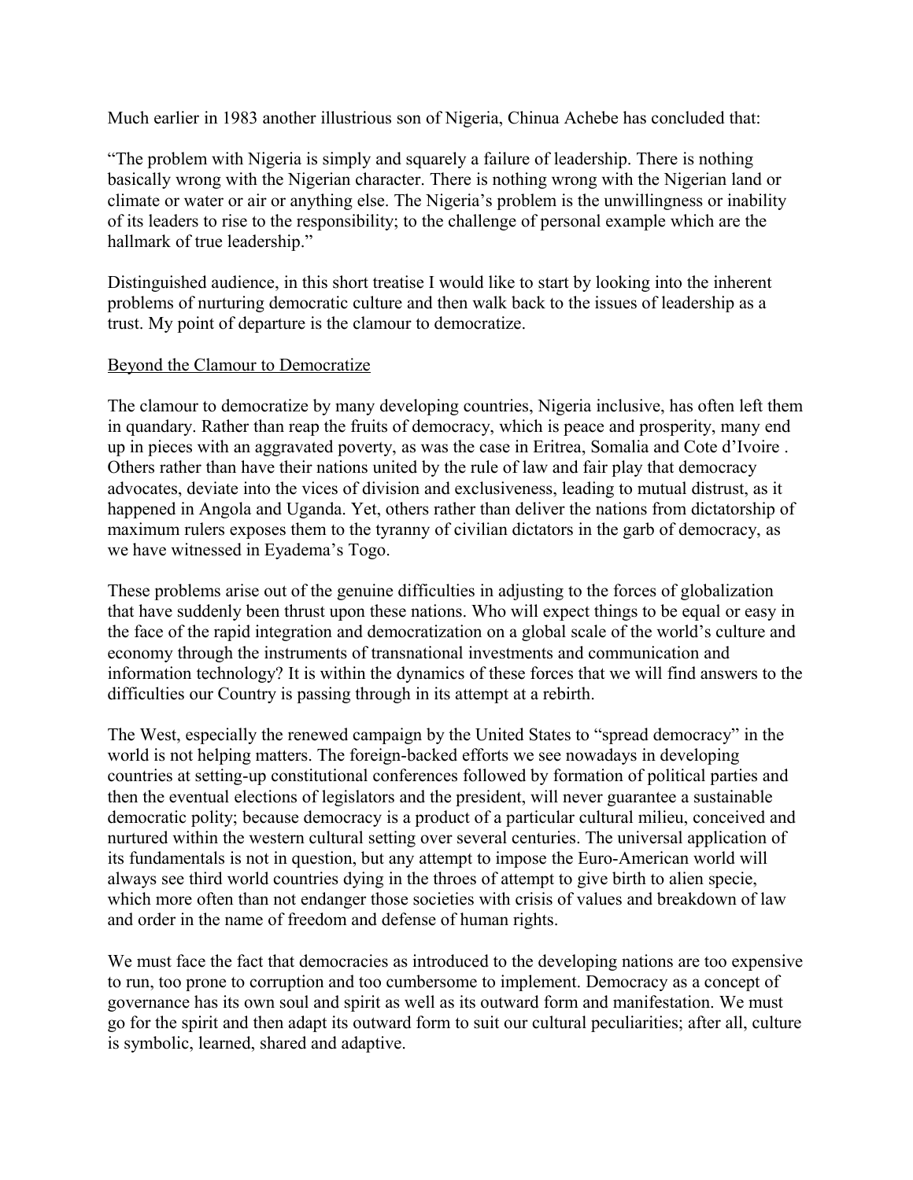Much earlier in 1983 another illustrious son of Nigeria, Chinua Achebe has concluded that:

"The problem with Nigeria is simply and squarely a failure of leadership. There is nothing basically wrong with the Nigerian character. There is nothing wrong with the Nigerian land or climate or water or air or anything else. The Nigeria's problem is the unwillingness or inability of its leaders to rise to the responsibility; to the challenge of personal example which are the hallmark of true leadership."

Distinguished audience, in this short treatise I would like to start by looking into the inherent problems of nurturing democratic culture and then walk back to the issues of leadership as a trust. My point of departure is the clamour to democratize.

## Beyond the Clamour to Democratize

The clamour to democratize by many developing countries, Nigeria inclusive, has often left them in quandary. Rather than reap the fruits of democracy, which is peace and prosperity, many end up in pieces with an aggravated poverty, as was the case in Eritrea, Somalia and Cote d'Ivoire . Others rather than have their nations united by the rule of law and fair play that democracy advocates, deviate into the vices of division and exclusiveness, leading to mutual distrust, as it happened in Angola and Uganda. Yet, others rather than deliver the nations from dictatorship of maximum rulers exposes them to the tyranny of civilian dictators in the garb of democracy, as we have witnessed in Eyadema's Togo.

These problems arise out of the genuine difficulties in adjusting to the forces of globalization that have suddenly been thrust upon these nations. Who will expect things to be equal or easy in the face of the rapid integration and democratization on a global scale of the world's culture and economy through the instruments of transnational investments and communication and information technology? It is within the dynamics of these forces that we will find answers to the difficulties our Country is passing through in its attempt at a rebirth.

The West, especially the renewed campaign by the United States to "spread democracy" in the world is not helping matters. The foreign-backed efforts we see nowadays in developing countries at setting-up constitutional conferences followed by formation of political parties and then the eventual elections of legislators and the president, will never guarantee a sustainable democratic polity; because democracy is a product of a particular cultural milieu, conceived and nurtured within the western cultural setting over several centuries. The universal application of its fundamentals is not in question, but any attempt to impose the Euro-American world will always see third world countries dying in the throes of attempt to give birth to alien specie, which more often than not endanger those societies with crisis of values and breakdown of law and order in the name of freedom and defense of human rights.

We must face the fact that democracies as introduced to the developing nations are too expensive to run, too prone to corruption and too cumbersome to implement. Democracy as a concept of governance has its own soul and spirit as well as its outward form and manifestation. We must go for the spirit and then adapt its outward form to suit our cultural peculiarities; after all, culture is symbolic, learned, shared and adaptive.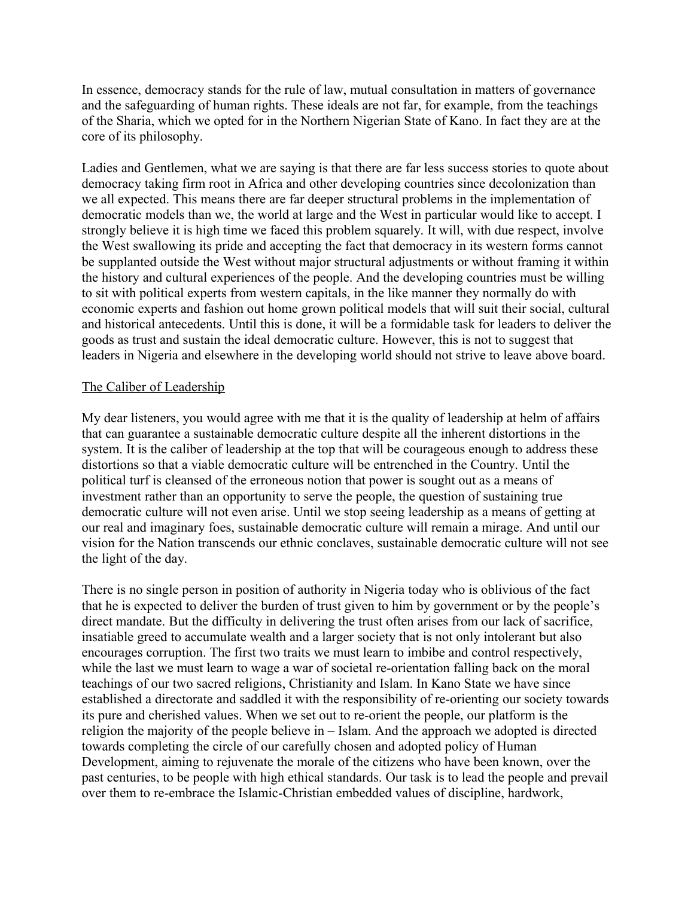In essence, democracy stands for the rule of law, mutual consultation in matters of governance and the safeguarding of human rights. These ideals are not far, for example, from the teachings of the Sharia, which we opted for in the Northern Nigerian State of Kano. In fact they are at the core of its philosophy.

Ladies and Gentlemen, what we are saying is that there are far less success stories to quote about democracy taking firm root in Africa and other developing countries since decolonization than we all expected. This means there are far deeper structural problems in the implementation of democratic models than we, the world at large and the West in particular would like to accept. I strongly believe it is high time we faced this problem squarely. It will, with due respect, involve the West swallowing its pride and accepting the fact that democracy in its western forms cannot be supplanted outside the West without major structural adjustments or without framing it within the history and cultural experiences of the people. And the developing countries must be willing to sit with political experts from western capitals, in the like manner they normally do with economic experts and fashion out home grown political models that will suit their social, cultural and historical antecedents. Until this is done, it will be a formidable task for leaders to deliver the goods as trust and sustain the ideal democratic culture. However, this is not to suggest that leaders in Nigeria and elsewhere in the developing world should not strive to leave above board.

<u>The Caliber of Leadership</u>

My dear listeners, you would agree with me that it is the quality of leadership at helm of affairs that can guarantee a sustainable democratic culture despite all the inherent distortions in the system. It is the caliber of leadership at the top that will be courageous enough to address these distortions so that a viable democratic culture will be entrenched in the Country. Until the political turf is cleansed of the erroneous notion that power is sought out as a means of investment rather than an opportunity to serve the people, the question of sustaining true democratic culture will not even arise. Until we stop seeing leadership as a means of getting at our real and imaginary foes, sustainable democratic culture will remain a mirage. And until our vision for the Nation transcends our ethnic conclaves, sustainable democratic culture will not see the light of the day.

There is no single person in position of authority in Nigeria today who is oblivious of the fact that he is expected to deliver the burden of trust given to him by government or by the people's direct mandate. But the difficulty in delivering the trust often arises from our lack of sacrifice, insatiable greed to accumulate wealth and a larger society that is not only intolerant but also encourages corruption. The first two traits we must learn to imbibe and control respectively, while the last we must learn to wage a war of societal re-orientation falling back on the moral teachings of our two sacred religions, Christianity and Islam. In Kano State we have since established a directorate and saddled it with the responsibility of re-orienting our society towards its pure and cherished values. When we set out to re-orient the people, our platform is the religion the majority of the people believe in – Islam. And the approach we adopted is directed towards completing the circle of our carefully chosen and adopted policy of Human Development, aiming to rejuvenate the morale of the citizens who have been known, over the past centuries, to be people with high ethical standards. Our task is to lead the people and prevail over them to re-embrace the Islamic-Christian embedded values of discipline, hardwork,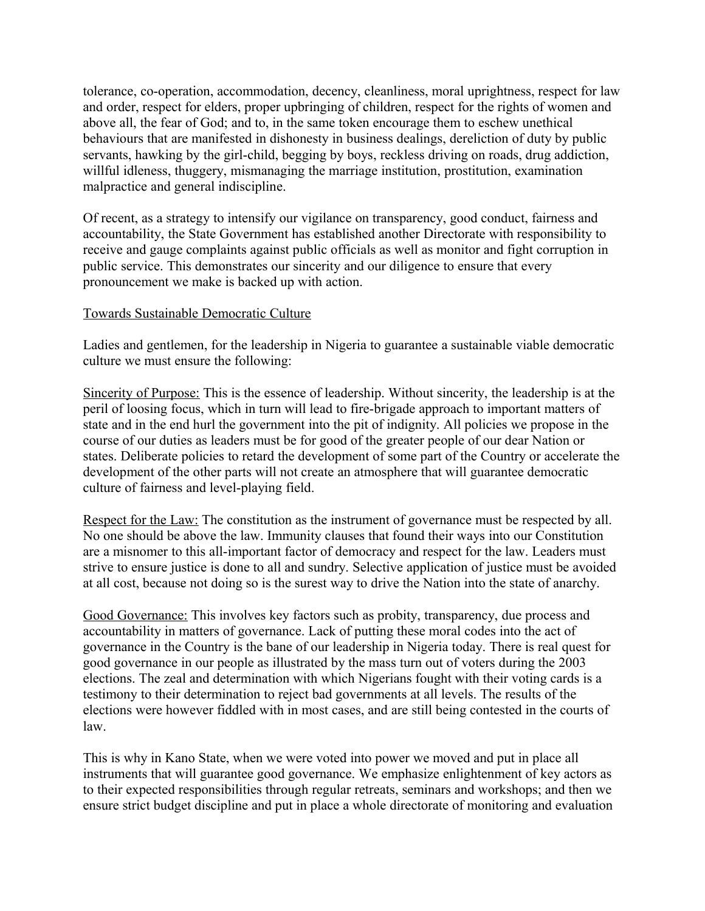tolerance, co-operation, accommodation, decency, cleanliness, moral uprightness, respect for law and order, respect for elders, proper upbringing of children, respect for the rights of women and above all, the fear of God; and to, in the same token encourage them to eschew unethical behaviours that are manifested in dishonesty in business dealings, dereliction of duty by public servants, hawking by the girl-child, begging by boys, reckless driving on roads, drug addiction, willful idleness, thuggery, mismanaging the marriage institution, prostitution, examination malpractice and general indiscipline.

Of recent, as a strategy to intensify our vigilance on transparency, good conduct, fairness and accountability, the State Government has established another Directorate with responsibility to receive and gauge complaints against public officials as well as monitor and fight corruption in public service. This demonstrates our sincerity and our diligence to ensure that every pronouncement we make is backed up with action.

## Towards Sustainable Democratic Culture

Ladies and gentlemen, for the leadership in Nigeria to guarantee a sustainable viable democratic culture we must ensure the following:

Sincerity of Purpose: This is the essence of leadership. Without sincerity, the leadership is at the peril of loosing focus, which in turn will lead to fire-brigade approach to important matters of state and in the end hurl the government into the pit of indignity. All policies we propose in the course of our duties as leaders must be for good of the greater people of our dear Nation or states. Deliberate policies to retard the development of some part of the Country or accelerate the development of the other parts will not create an atmosphere that will guarantee democratic culture of fairness and level-playing field.

Respect for the Law: The constitution as the instrument of governance must be respected by all. No one should be above the law. Immunity clauses that found their ways into our Constitution are a misnomer to this all-important factor of democracy and respect for the law. Leaders must strive to ensure justice is done to all and sundry. Selective application of justice must be avoided at all cost, because not doing so is the surest way to drive the Nation into the state of anarchy.

Good Governance: This involves key factors such as probity, transparency, due process and accountability in matters of governance. Lack of putting these moral codes into the act of governance in the Country is the bane of our leadership in Nigeria today. There is real quest for good governance in our people as illustrated by the mass turn out of voters during the 2003 elections. The zeal and determination with which Nigerians fought with their voting cards is a testimony to their determination to reject bad governments at all levels. The results of the elections were however fiddled with in most cases, and are still being contested in the courts of law.

This is why in Kano State, when we were voted into power we moved and put in place all instruments that will guarantee good governance. We emphasize enlightenment of key actors as to their expected responsibilities through regular retreats, seminars and workshops; and then we ensure strict budget discipline and put in place a whole directorate of monitoring and evaluation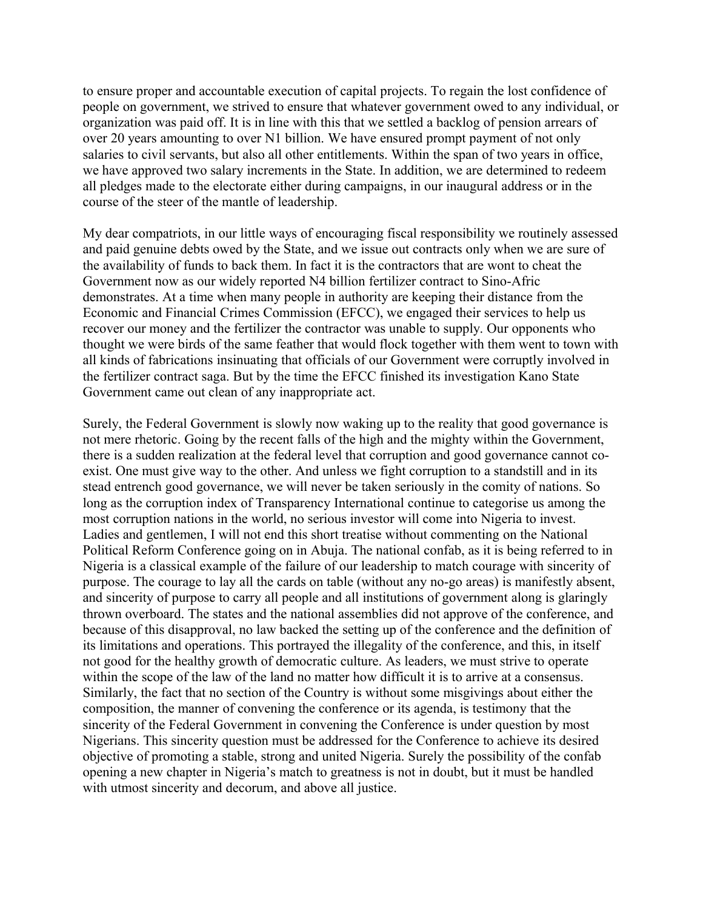to ensure proper and accountable execution of capital projects. To regain the lost confidence of people on government, we strived to ensure that whatever government owed to any individual, or organization was paid off. It is in line with this that we settled a backlog of pension arrears of over 20 years amounting to over N1 billion. We have ensured prompt payment of not only salaries to civil servants, but also all other entitlements. Within the span of two years in office, we have approved two salary increments in the State. In addition, we are determined to redeem all pledges made to the electorate either during campaigns, in our inaugural address or in the course of the steer of the mantle of leadership.

My dear compatriots, in our little ways of encouraging fiscal responsibility we routinely assessed and paid genuine debts owed by the State, and we issue out contracts only when we are sure of the availability of funds to back them. In fact it is the contractors that are wont to cheat the Government now as our widely reported N4 billion fertilizer contract to Sino-Afric demonstrates. At a time when many people in authority are keeping their distance from the Economic and Financial Crimes Commission (EFCC), we engaged their services to help us recover our money and the fertilizer the contractor was unable to supply. Our opponents who thought we were birds of the same feather that would flock together with them went to town with all kinds of fabrications insinuating that officials of our Government were corruptly involved in the fertilizer contract saga. But by the time the EFCC finished its investigation Kano State Government came out clean of any inappropriate act.

Surely, the Federal Government is slowly now waking up to the reality that good governance is not mere rhetoric. Going by the recent falls of the high and the mighty within the Government, there is a sudden realization at the federal level that corruption and good governance cannot co-exist. One must give way to the other. And unless we fight corruption to a standstill and in its stead entrench good governance, we will never be taken seriously in the comity of nations. So long as the corruption index of Transparency International continue to categorise us among the most corruption nations in the world, no serious investor will come into Nigeria to invest. Ladies and gentlemen, I will not end this short treatise without commenting on the National Political Reform Conference going on in Abuja. The national confab, as it is being referred to in Nigeria is a classical example of the failure of our leadership to match courage with sincerity of purpose. The courage to lay all the cards on table (without any no-go areas) is manifestly absent, and sincerity of purpose to carry all people and all institutions of government along is glaringly thrown overboard. The states and the national assemblies did not approve of the conference, and because of this disapproval, no law backed the setting up of the conference and the definition of its limitations and operations. This portrayed the illegality of the conference, and this, in itself not good for the healthy growth of democratic culture. As leaders, we must strive to operate within the scope of the law of the land no matter how difficult it is to arrive at a consensus. Similarly, the fact that no section of the Country is without some misgivings about either the composition, the manner of convening the conference or its agenda, is testimony that the sincerity of the Federal Government in convening the Conference is under question by most Nigerians. This sincerity question must be addressed for the Conference to achieve its desired objective of promoting a stable, strong and united Nigeria. Surely the possibility of the confab opening a new chapter in Nigeria's match to greatness is not in doubt, but it must be handled with utmost sincerity and decorum, and above all justice.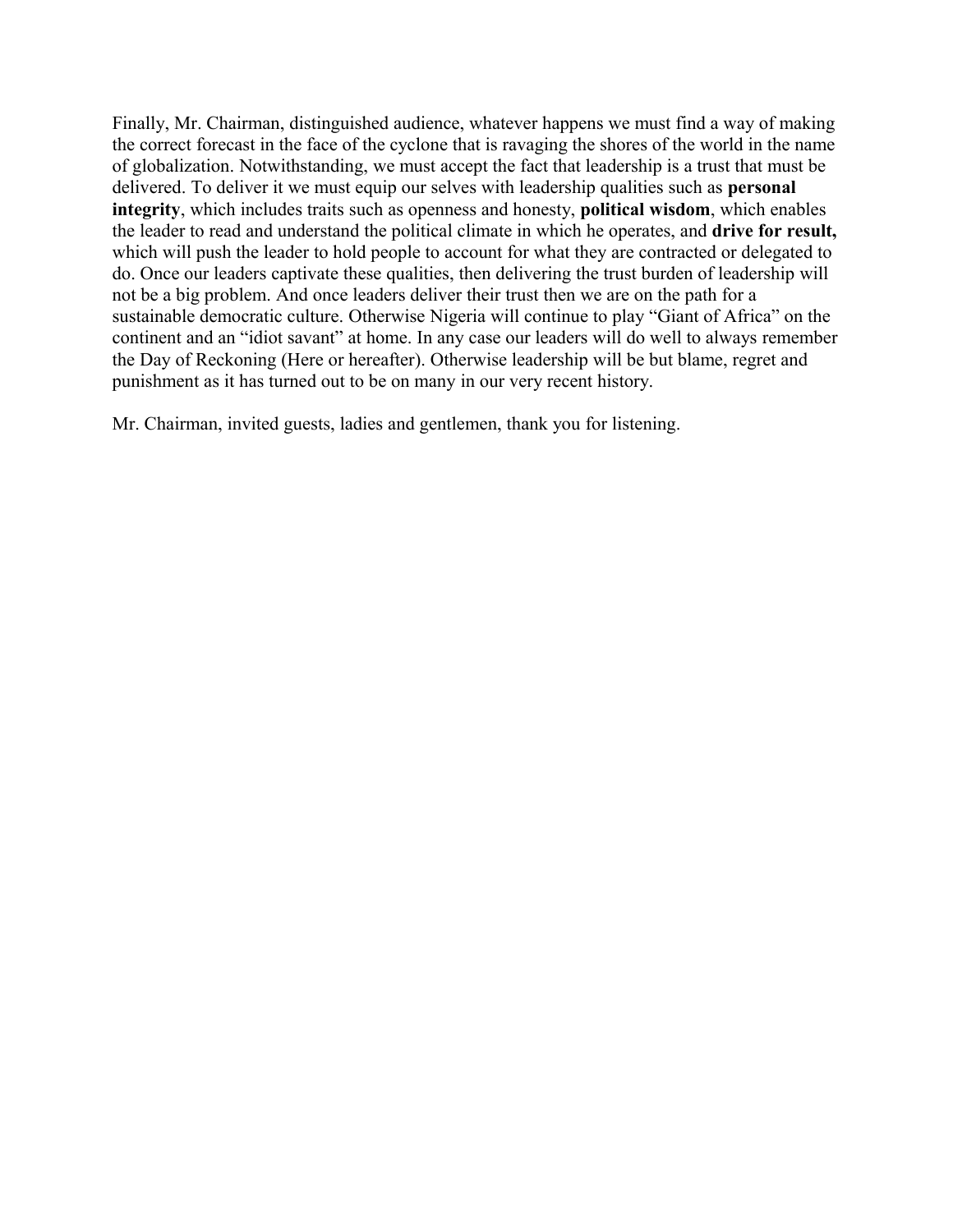Finally, Mr. Chairman, distinguished audience, whatever happens we must find a way of making the correct forecast in the face of the cyclone that is ravaging the shores of the world in the name of globalization. Notwithstanding, we must accept the fact that leadership is a trust that must be delivered. To deliver it we must equip our selves with leadership qualities such as **personal integrity**, which includes traits such as openness and honesty, **political wisdom**, which enables the leader to read and understand the political climate in which he operates, and **drive for result,** which will push the leader to hold people to account for what they are contracted or delegated to do. Once our leaders captivate these qualities, then delivering the trust burden of leadership will not be a big problem. And once leaders deliver their trust then we are on the path for a sustainable democratic culture. Otherwise Nigeria will continue to play "Giant of Africa" on the continent and an "idiot savant" at home. In any case our leaders will do well to always remember the Day of Reckoning (Here or hereafter). Otherwise leadership will be but blame, regret and punishment as it has turned out to be on many in our very recent history.

Mr. Chairman, invited guests, ladies and gentlemen, thank you for listening.